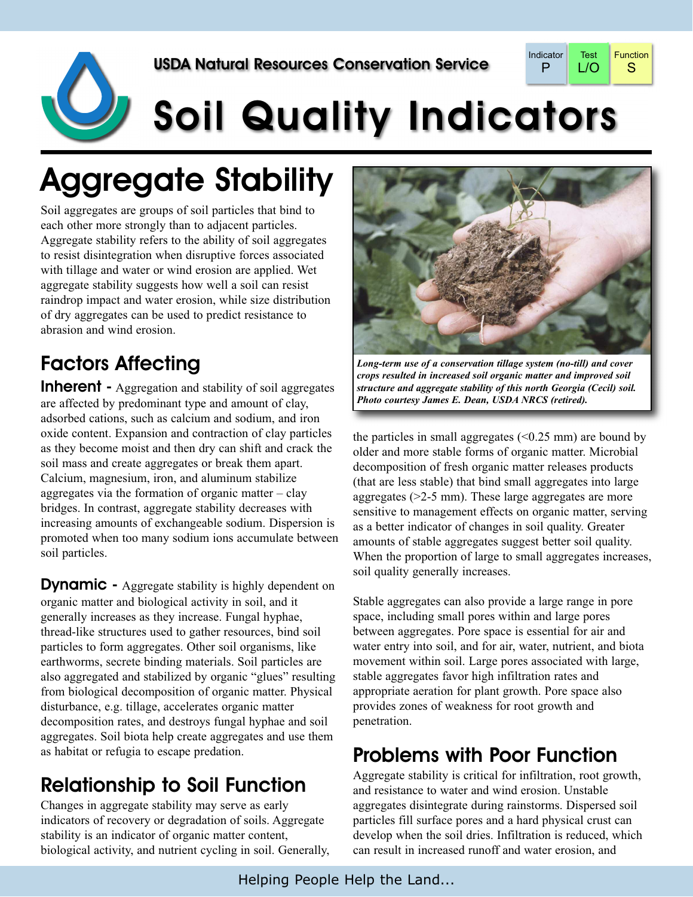USDA Natural Resources Conservation Service

| Indicator | Test | Function |
|---|---|---|
| P | L/O | S |

# Soil Quality Indicators

## Aggregate Stability

Soil aggregates are groups of soil particles that bind to each other more strongly than to adjacent particles. Aggregate stability refers to the ability of soil aggregates to resist disintegration when disruptive forces associated with tillage and water or wind erosion are applied. Wet aggregate stability suggests how well a soil can resist raindrop impact and water erosion, while size distribution of dry aggregates can be used to predict resistance to abrasion and wind erosion.

### Factors Affecting

**Inherent -** Aggregation and stability of soil aggregates are affected by predominant type and amount of clay, adsorbed cations, such as calcium and sodium, and iron oxide content. Expansion and contraction of clay particles as they become moist and then dry can shift and crack the soil mass and create aggregates or break them apart. Calcium, magnesium, iron, and aluminum stabilize aggregates via the formation of organic matter – clay bridges. In contrast, aggregate stability decreases with increasing amounts of exchangeable sodium. Dispersion is promoted when too many sodium ions accumulate between soil particles.

**Dynamic -** Aggregate stability is highly dependent on organic matter and biological activity in soil, and it generally increases as they increase. Fungal hyphae, thread-like structures used to gather resources, bind soil particles to form aggregates. Other soil organisms, like earthworms, secrete binding materials. Soil particles are also aggregated and stabilized by organic "glues" resulting from biological decomposition of organic matter. Physical disturbance, e.g. tillage, accelerates organic matter decomposition rates, and destroys fungal hyphae and soil aggregates. Soil biota help create aggregates and use them as habitat or refugia to escape predation.

### Relationship to Soil Function

Changes in aggregate stability may serve as early indicators of recovery or degradation of soils. Aggregate stability is an indicator of organic matter content, biological activity, and nutrient cycling in soil. Generally, the particles in small aggregates (<0.25 mm) are bound by older and more stable forms of organic matter. Microbial decomposition of fresh organic matter releases products (that are less stable) that bind small aggregates into large aggregates (>2-5 mm). These large aggregates are more sensitive to management effects on organic matter, serving as a better indicator of changes in soil quality. Greater amounts of stable aggregates suggest better soil quality. When the proportion of large to small aggregates increases, soil quality generally increases.

***Long-term use of a conservation tillage system (no-till) and cover crops resulted in increased soil organic matter and improved soil structure and aggregate stability of this north Georgia (Cecil) soil. Photo courtesy James E. Dean, USDA NRCS (retired).***

Stable aggregates can also provide a large range in pore space, including small pores within and large pores between aggregates. Pore space is essential for air and water entry into soil, and for air, water, nutrient, and biota movement within soil. Large pores associated with large, stable aggregates favor high infiltration rates and appropriate aeration for plant growth. Pore space also provides zones of weakness for root growth and penetration.

### Problems with Poor Function

Aggregate stability is critical for infiltration, root growth, and resistance to water and wind erosion. Unstable aggregates disintegrate during rainstorms. Dispersed soil particles fill surface pores and a hard physical crust can develop when the soil dries. Infiltration is reduced, which can result in increased runoff and water erosion, and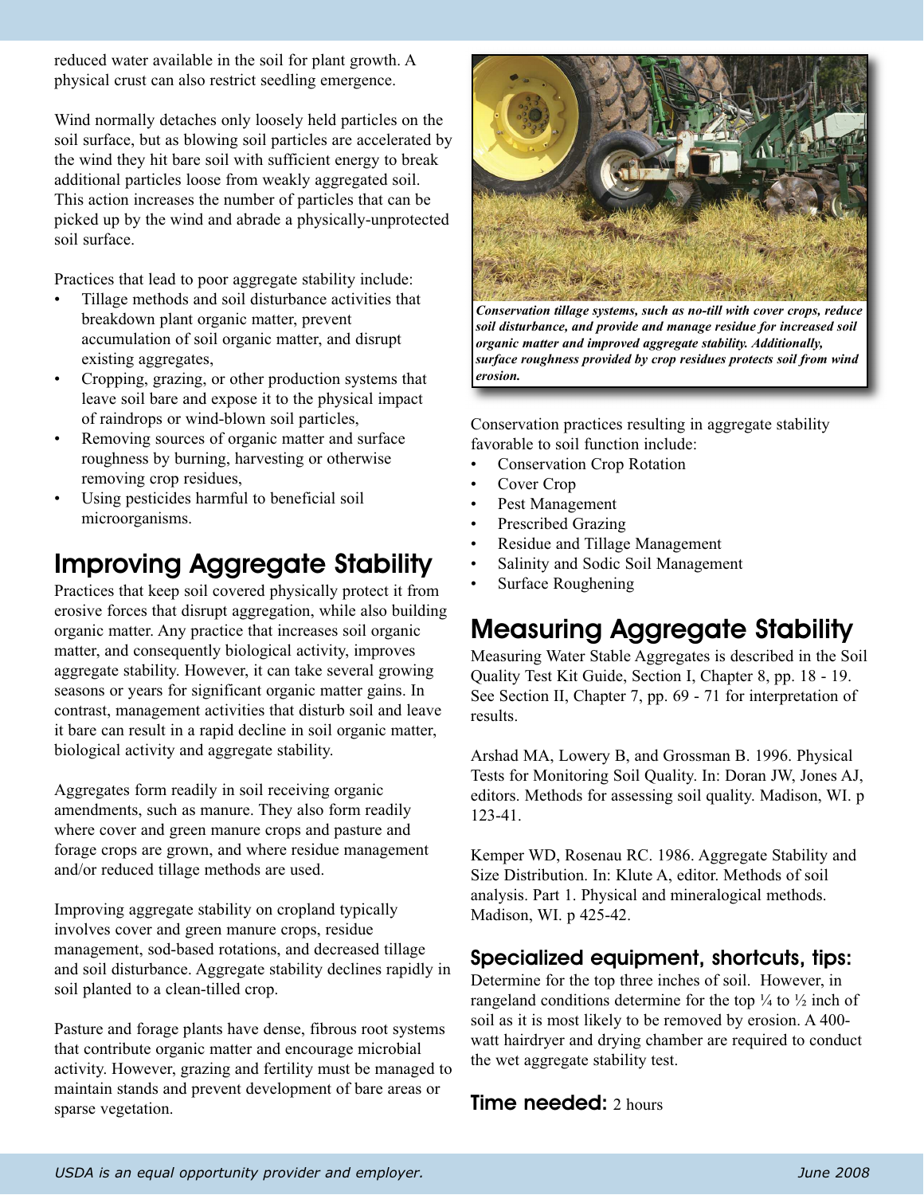reduced water available in the soil for plant growth. A physical crust can also restrict seedling emergence.

Wind normally detaches only loosely held particles on the soil surface, but as blowing soil particles are accelerated by the wind they hit bare soil with sufficient energy to break additional particles loose from weakly aggregated soil. This action increases the number of particles that can be picked up by the wind and abrade a physically-unprotected soil surface.

Practices that lead to poor aggregate stability include:

- Tillage methods and soil disturbance activities that breakdown plant organic matter, prevent accumulation of soil organic matter, and disrupt existing aggregates,
- Cropping, grazing, or other production systems that leave soil bare and expose it to the physical impact of raindrops or wind-blown soil particles,
- Removing sources of organic matter and surface roughness by burning, harvesting or otherwise removing crop residues,
- Using pesticides harmful to beneficial soil microorganisms.

## Improving Aggregate Stability

Practices that keep soil covered physically protect it from erosive forces that disrupt aggregation, while also building organic matter. Any practice that increases soil organic matter, and consequently biological activity, improves aggregate stability. However, it can take several growing seasons or years for significant organic matter gains. In contrast, management activities that disturb soil and leave it bare can result in a rapid decline in soil organic matter, biological activity and aggregate stability.

Aggregates form readily in soil receiving organic amendments, such as manure. They also form readily where cover and green manure crops and pasture and forage crops are grown, and where residue management and/or reduced tillage methods are used.

Improving aggregate stability on cropland typically involves cover and green manure crops, residue management, sod-based rotations, and decreased tillage and soil disturbance. Aggregate stability declines rapidly in soil planted to a clean-tilled crop.

Pasture and forage plants have dense, fibrous root systems that contribute organic matter and encourage microbial activity. However, grazing and fertility must be managed to maintain stands and prevent development of bare areas or sparse vegetation.

*Conservation tillage systems, such as no-till with cover crops, reduce soil disturbance, and provide and manage residue for increased soil organic matter and improved aggregate stability. Additionally, surface roughness provided by crop residues protects soil from wind erosion.*

Conservation practices resulting in aggregate stability favorable to soil function include:

- Conservation Crop Rotation
- Cover Crop
- Pest Management
- Prescribed Grazing
- Residue and Tillage Management
- Salinity and Sodic Soil Management
- Surface Roughening

## Measuring Aggregate Stability

Measuring Water Stable Aggregates is described in the Soil Quality Test Kit Guide, Section I, Chapter 8, pp. 18 - 19. See Section II, Chapter 7, pp. 69 - 71 for interpretation of results.

Arshad MA, Lowery B, and Grossman B. 1996. Physical Tests for Monitoring Soil Quality. In: Doran JW, Jones AJ, editors. Methods for assessing soil quality. Madison, WI. p 123-41.

Kemper WD, Rosenau RC. 1986. Aggregate Stability and Size Distribution. In: Klute A, editor. Methods of soil analysis. Part 1. Physical and mineralogical methods. Madison, WI. p 425-42.

### Specialized equipment, shortcuts, tips:

Determine for the top three inches of soil. However, in rangeland conditions determine for the top ¼ to ½ inch of soil as it is most likely to be removed by erosion. A 400-watt hairdryer and drying chamber are required to conduct the wet aggregate stability test.

**Time needed:** 2 hours

*USDA is an equal opportunity provider and employer.*

*June 2008*